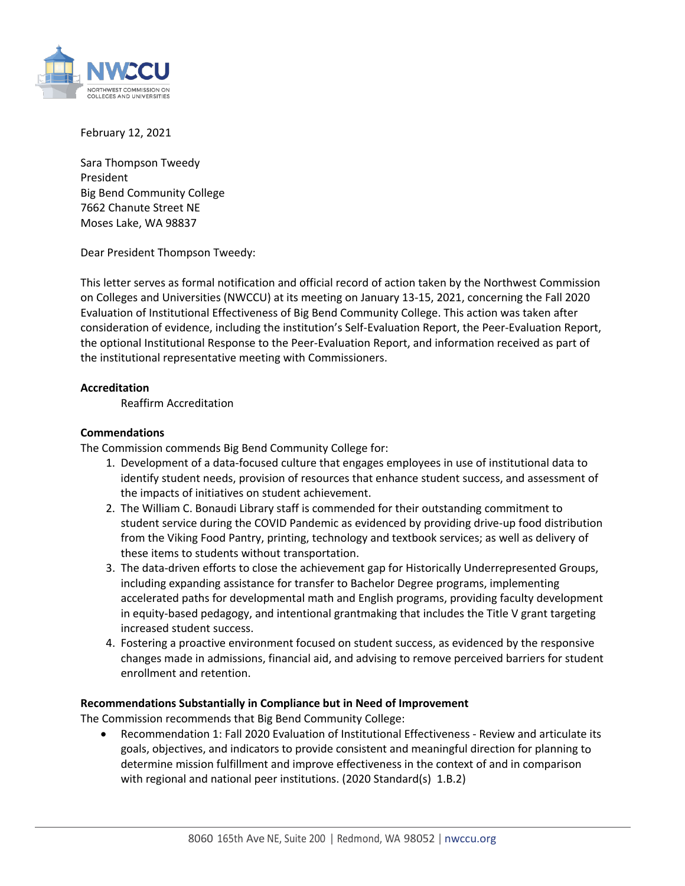February 12, 2021

Sara Thompson Tweedy  
President  
Big Bend Community College  
7662 Chanute Street NE  
Moses Lake, WA 98837

Dear President Thompson Tweedy:

This letter serves as formal notification and official record of action taken by the Northwest Commission on Colleges and Universities (NWCCU) at its meeting on January 13-15, 2021, concerning the Fall 2020 Evaluation of Institutional Effectiveness of Big Bend Community College. This action was taken after consideration of evidence, including the institution's Self-Evaluation Report, the Peer-Evaluation Report, the optional Institutional Response to the Peer-Evaluation Report, and information received as part of the institutional representative meeting with Commissioners.

**Accreditation**

Reaffirm Accreditation

**Commendations**

The Commission commends Big Bend Community College for:

1. Development of a data-focused culture that engages employees in use of institutional data to identify student needs, provision of resources that enhance student success, and assessment of the impacts of initiatives on student achievement.
2. The William C. Bonaudi Library staff is commended for their outstanding commitment to student service during the COVID Pandemic as evidenced by providing drive-up food distribution from the Viking Food Pantry, printing, technology and textbook services; as well as delivery of these items to students without transportation.
3. The data-driven efforts to close the achievement gap for Historically Underrepresented Groups, including expanding assistance for transfer to Bachelor Degree programs, implementing accelerated paths for developmental math and English programs, providing faculty development in equity-based pedagogy, and intentional grantmaking that includes the Title V grant targeting increased student success.
4. Fostering a proactive environment focused on student success, as evidenced by the responsive changes made in admissions, financial aid, and advising to remove perceived barriers for student enrollment and retention.

**Recommendations Substantially in Compliance but in Need of Improvement**

The Commission recommends that Big Bend Community College:

- Recommendation 1: Fall 2020 Evaluation of Institutional Effectiveness - Review and articulate its goals, objectives, and indicators to provide consistent and meaningful direction for planning to determine mission fulfillment and improve effectiveness in the context of and in comparison with regional and national peer institutions. (2020 Standard(s) 1.B.2)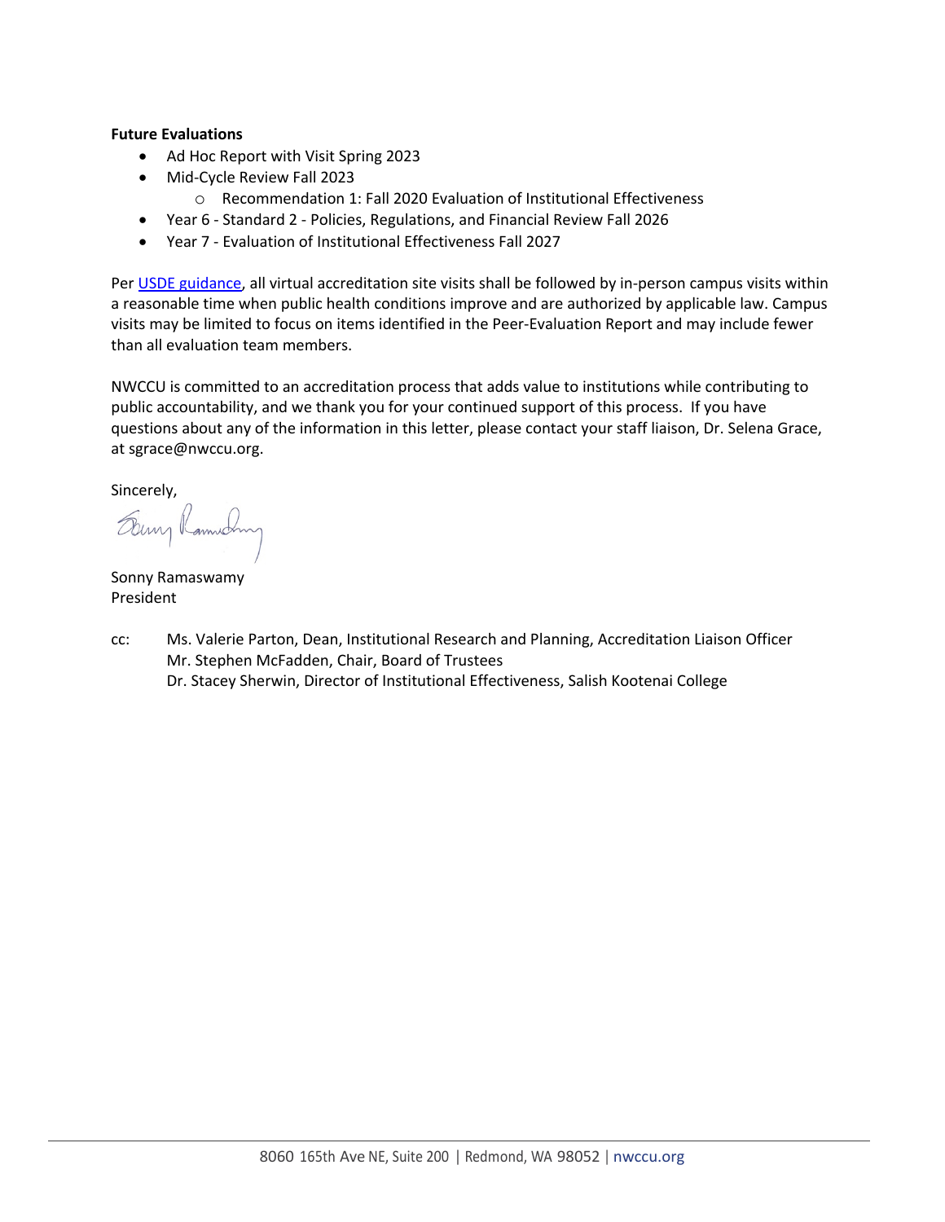**Future Evaluations**

- Ad Hoc Report with Visit Spring 2023
- Mid-Cycle Review Fall 2023
    - Recommendation 1: Fall 2020 Evaluation of Institutional Effectiveness
- Year 6 - Standard 2 - Policies, Regulations, and Financial Review Fall 2026
- Year 7 - Evaluation of Institutional Effectiveness Fall 2027

Per [USDE guidance](), all virtual accreditation site visits shall be followed by in-person campus visits within a reasonable time when public health conditions improve and are authorized by applicable law. Campus visits may be limited to focus on items identified in the Peer-Evaluation Report and may include fewer than all evaluation team members.

NWCCU is committed to an accreditation process that adds value to institutions while contributing to public accountability, and we thank you for your continued support of this process. If you have questions about any of the information in this letter, please contact your staff liaison, Dr. Selena Grace, at sgrace@nwccu.org.

Sincerely,

Sonny Ramaswamy
President

cc: Ms. Valerie Parton, Dean, Institutional Research and Planning, Accreditation Liaison Officer
Mr. Stephen McFadden, Chair, Board of Trustees
Dr. Stacey Sherwin, Director of Institutional Effectiveness, Salish Kootenai College